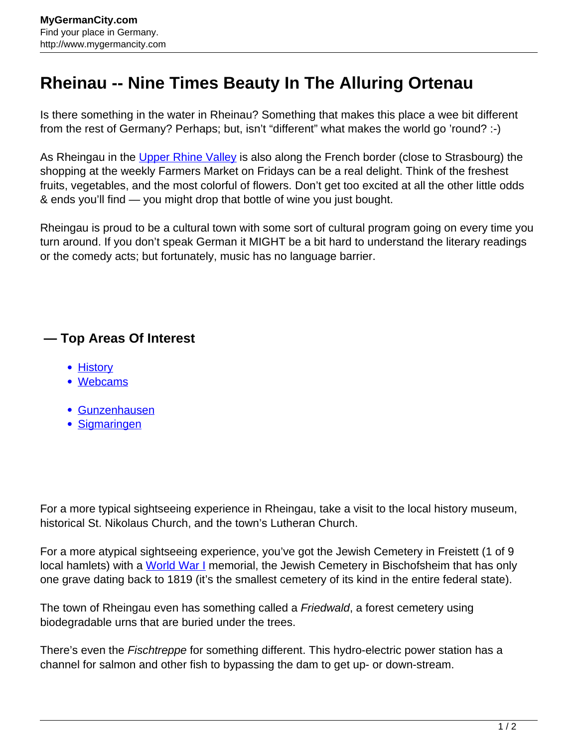# Rheinau -- Nine Times Beauty In The Alluring Ortenau

Is there something in the water in Rheinau? Something that makes this place a wee bit different from the rest of Germany? Perhaps; but, isn't "different" what makes the world go 'round? :-)

As Rheingau in the Upper Rhine Valley is also along the French border (close to Strasbourg) the shopping at the weekly Farmers Market on Fridays can be a real delight. Think of the freshest fruits, vegetables, and the most colorful of flowers. Don't get too excited at all the other little odds & ends you'll find — you might drop that bottle of wine you just bought.

Rheingau is proud to be a cultural town with some sort of cultural program going on every time you turn around. If you don't speak German it MIGHT be a bit hard to understand the literary readings or the comedy acts; but fortunately, music has no language barrier.

## — Top Areas Of Interest

- History
- Webcams

- Gunzenhausen
- Sigmaringen

For a more typical sightseeing experience in Rheingau, take a visit to the local history museum, historical St. Nikolaus Church, and the town's Lutheran Church.

For a more atypical sightseeing experience, you've got the Jewish Cemetery in Freistett (1 of 9 local hamlets) with a World War I memorial, the Jewish Cemetery in Bischofsheim that has only one grave dating back to 1819 (it's the smallest cemetery of its kind in the entire federal state).

The town of Rheingau even has something called a *Friedwald*, a forest cemetery using biodegradable urns that are buried under the trees.

There's even the *Fischtreppe* for something different. This hydro-electric power station has a channel for salmon and other fish to bypassing the dam to get up- or down-stream.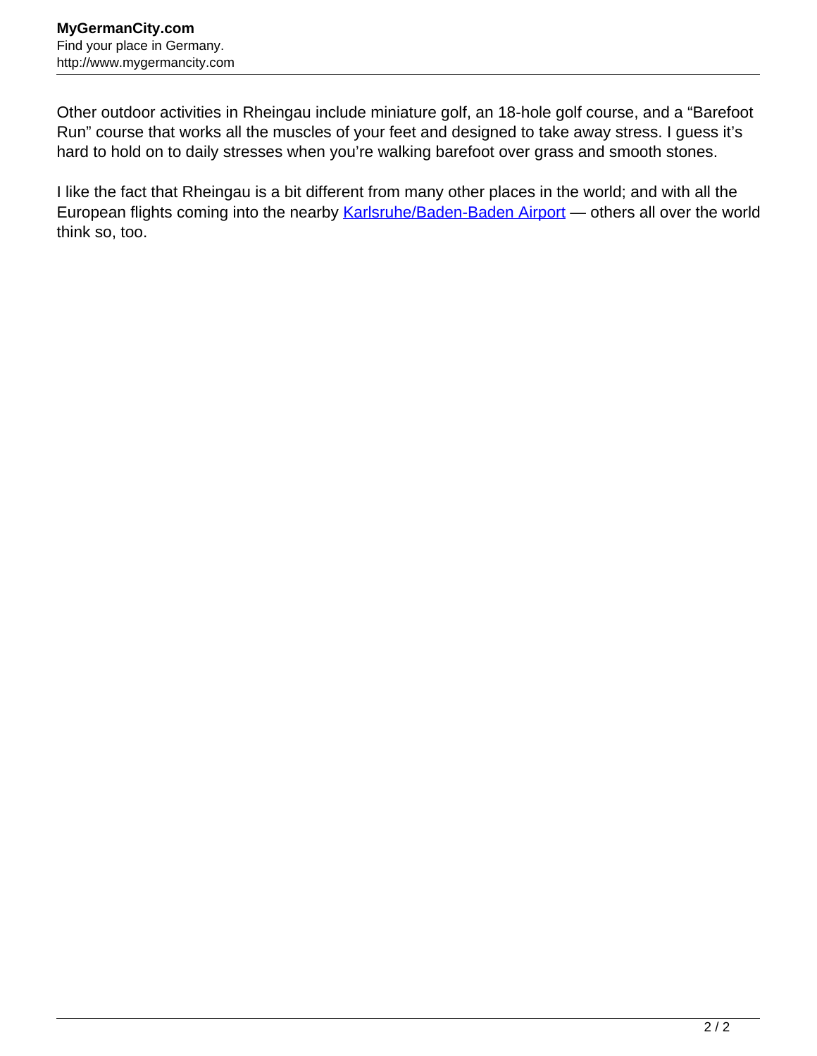Other outdoor activities in Rheingau include miniature golf, an 18-hole golf course, and a "Barefoot Run" course that works all the muscles of your feet and designed to take away stress. I guess it's hard to hold on to daily stresses when you're walking barefoot over grass and smooth stones.

I like the fact that Rheingau is a bit different from many other places in the world; and with all the European flights coming into the nearby Karlsruhe/Baden-Baden Airport — others all over the world think so, too.